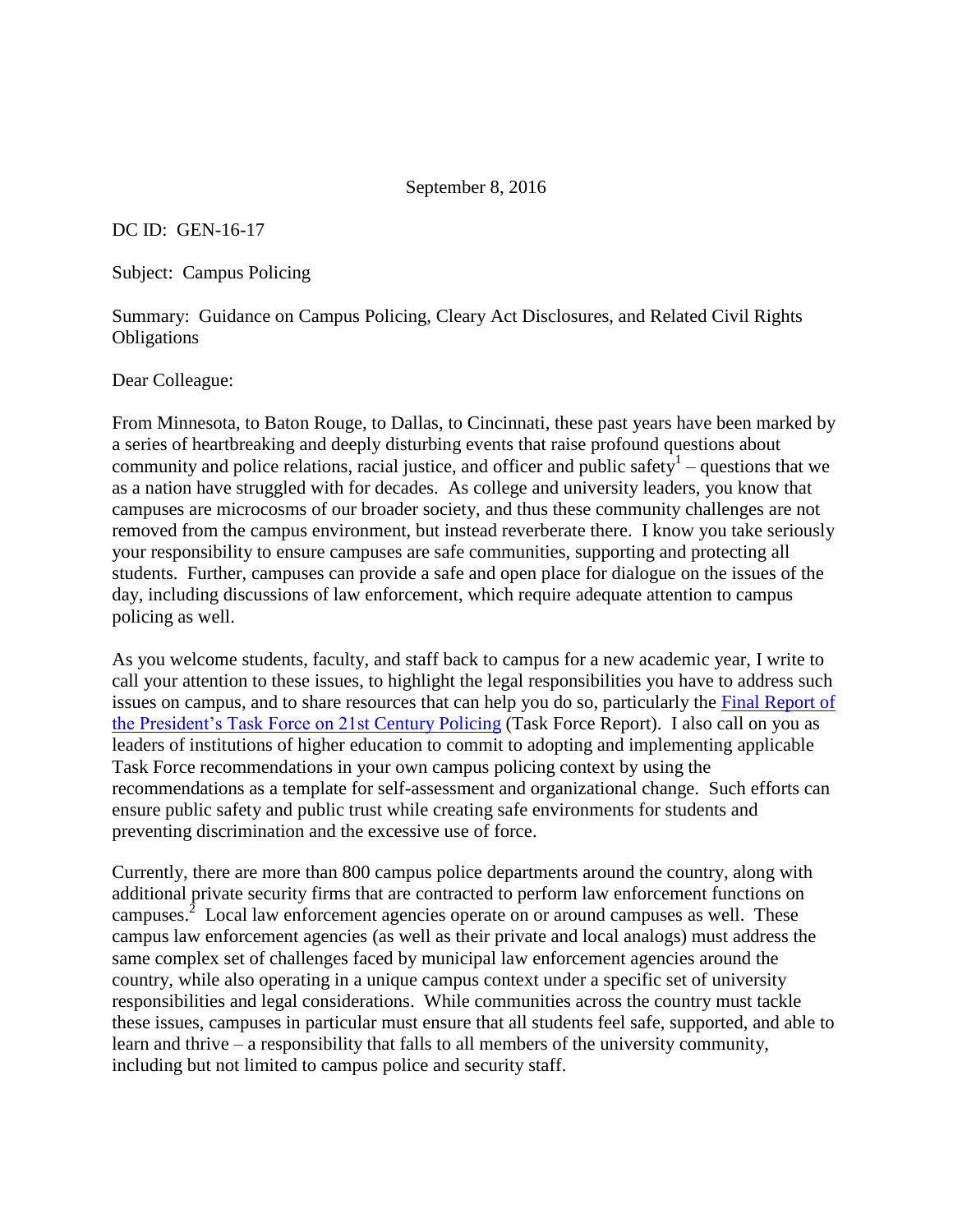September 8, 2016

DC ID: GEN-16-17

Subject: Campus Policing

Summary: Guidance on Campus Policing, Cleary Act Disclosures, and Related Civil Rights Obligations

Dear Colleague:

From Minnesota, to Baton Rouge, to Dallas, to Cincinnati, these past years have been marked by a series of heartbreaking and deeply disturbing events that raise profound questions about community and police relations, racial justice, and officer and public safety[1] – questions that we as a nation have struggled with for decades. As college and university leaders, you know that campuses are microcosms of our broader society, and thus these community challenges are not removed from the campus environment, but instead reverberate there. I know you take seriously your responsibility to ensure campuses are safe communities, supporting and protecting all students. Further, campuses can provide a safe and open place for dialogue on the issues of the day, including discussions of law enforcement, which require adequate attention to campus policing as well.

As you welcome students, faculty, and staff back to campus for a new academic year, I write to call your attention to these issues, to highlight the legal responsibilities you have to address such issues on campus, and to share resources that can help you do so, particularly the Final Report of the President's Task Force on 21st Century Policing (Task Force Report). I also call on you as leaders of institutions of higher education to commit to adopting and implementing applicable Task Force recommendations in your own campus policing context by using the recommendations as a template for self-assessment and organizational change. Such efforts can ensure public safety and public trust while creating safe environments for students and preventing discrimination and the excessive use of force.

Currently, there are more than 800 campus police departments around the country, along with additional private security firms that are contracted to perform law enforcement functions on campuses.[2] Local law enforcement agencies operate on or around campuses as well. These campus law enforcement agencies (as well as their private and local analogs) must address the same complex set of challenges faced by municipal law enforcement agencies around the country, while also operating in a unique campus context under a specific set of university responsibilities and legal considerations. While communities across the country must tackle these issues, campuses in particular must ensure that all students feel safe, supported, and able to learn and thrive – a responsibility that falls to all members of the university community, including but not limited to campus police and security staff.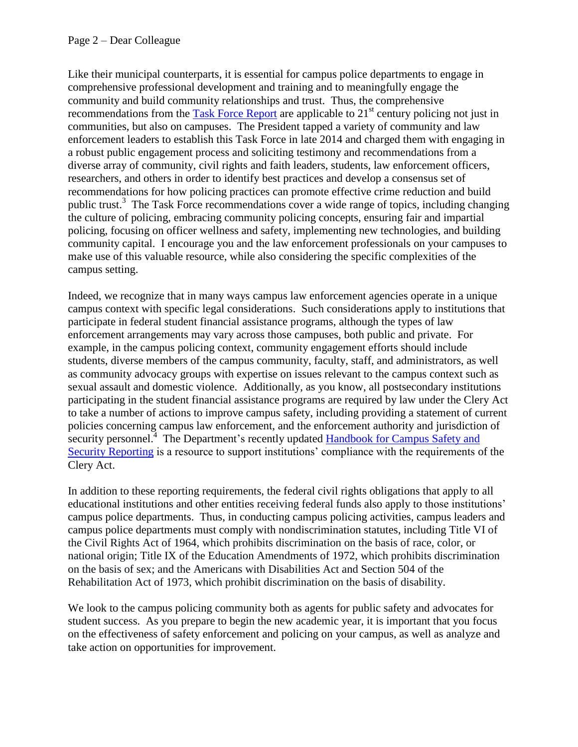Like their municipal counterparts, it is essential for campus police departments to engage in comprehensive professional development and training and to meaningfully engage the community and build community relationships and trust. Thus, the comprehensive recommendations from the Task Force Report are applicable to 21st century policing not just in communities, but also on campuses. The President tapped a variety of community and law enforcement leaders to establish this Task Force in late 2014 and charged them with engaging in a robust public engagement process and soliciting testimony and recommendations from a diverse array of community, civil rights and faith leaders, students, law enforcement officers, researchers, and others in order to identify best practices and develop a consensus set of recommendations for how policing practices can promote effective crime reduction and build public trust.[3] The Task Force recommendations cover a wide range of topics, including changing the culture of policing, embracing community policing concepts, ensuring fair and impartial policing, focusing on officer wellness and safety, implementing new technologies, and building community capital. I encourage you and the law enforcement professionals on your campuses to make use of this valuable resource, while also considering the specific complexities of the campus setting.

Indeed, we recognize that in many ways campus law enforcement agencies operate in a unique campus context with specific legal considerations. Such considerations apply to institutions that participate in federal student financial assistance programs, although the types of law enforcement arrangements may vary across those campuses, both public and private. For example, in the campus policing context, community engagement efforts should include students, diverse members of the campus community, faculty, staff, and administrators, as well as community advocacy groups with expertise on issues relevant to the campus context such as sexual assault and domestic violence. Additionally, as you know, all postsecondary institutions participating in the student financial assistance programs are required by law under the Clery Act to take a number of actions to improve campus safety, including providing a statement of current policies concerning campus law enforcement, and the enforcement authority and jurisdiction of security personnel.[4] The Department's recently updated Handbook for Campus Safety and Security Reporting is a resource to support institutions' compliance with the requirements of the Clery Act.

In addition to these reporting requirements, the federal civil rights obligations that apply to all educational institutions and other entities receiving federal funds also apply to those institutions' campus police departments. Thus, in conducting campus policing activities, campus leaders and campus police departments must comply with nondiscrimination statutes, including Title VI of the Civil Rights Act of 1964, which prohibits discrimination on the basis of race, color, or national origin; Title IX of the Education Amendments of 1972, which prohibits discrimination on the basis of sex; and the Americans with Disabilities Act and Section 504 of the Rehabilitation Act of 1973, which prohibit discrimination on the basis of disability.

We look to the campus policing community both as agents for public safety and advocates for student success. As you prepare to begin the new academic year, it is important that you focus on the effectiveness of safety enforcement and policing on your campus, as well as analyze and take action on opportunities for improvement.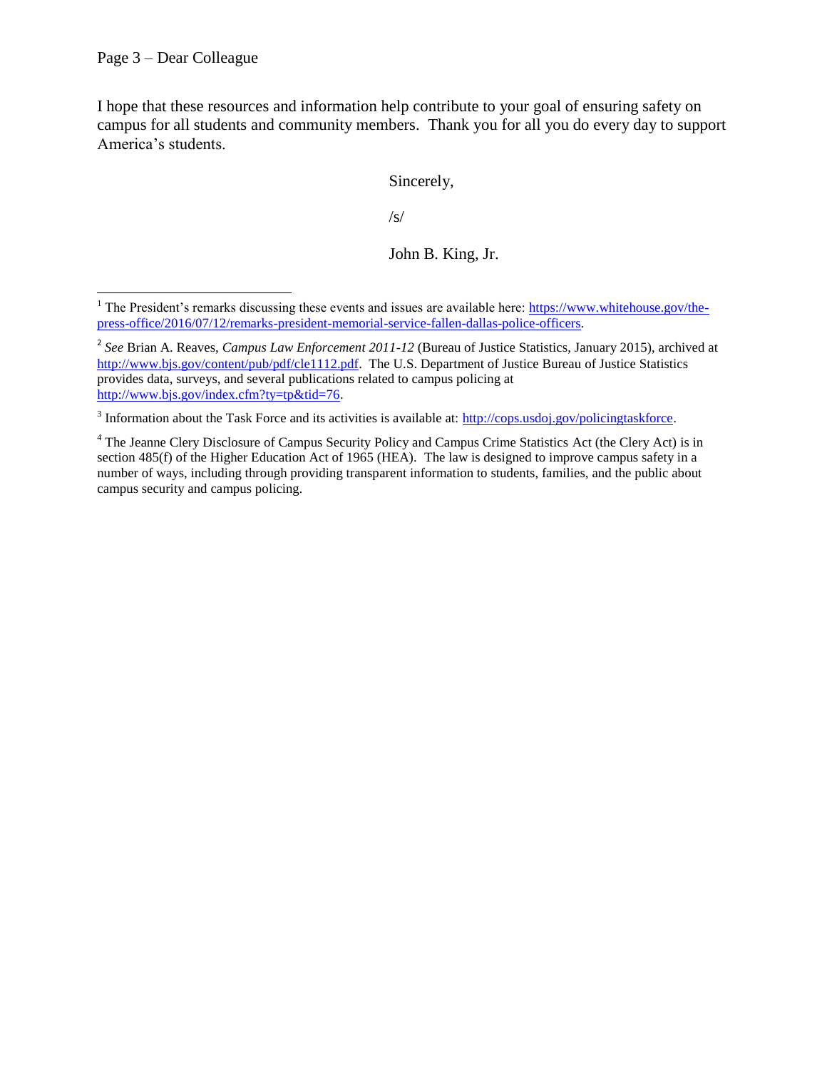I hope that these resources and information help contribute to your goal of ensuring safety on campus for all students and community members. Thank you for all you do every day to support America's students.

Sincerely,

/s/

John B. King, Jr.

---

[1] The President's remarks discussing these events and issues are available here: [https://www.whitehouse.gov/the-press-office/2016/07/12/remarks-president-memorial-service-fallen-dallas-police-officers](https://www.whitehouse.gov/the-press-office/2016/07/12/remarks-president-memorial-service-fallen-dallas-police-officers).

[2] *See* Brian A. Reaves, *Campus Law Enforcement 2011-12* (Bureau of Justice Statistics, January 2015), archived at [http://www.bjs.gov/content/pub/pdf/cle1112.pdf](http://www.bjs.gov/content/pub/pdf/cle1112.pdf). The U.S. Department of Justice Bureau of Justice Statistics provides data, surveys, and several publications related to campus policing at [http://www.bjs.gov/index.cfm?ty=tp&tid=76](http://www.bjs.gov/index.cfm?ty=tp&tid=76).

[3] Information about the Task Force and its activities is available at: [http://cops.usdoj.gov/policingtaskforce](http://cops.usdoj.gov/policingtaskforce).

[4] The Jeanne Clery Disclosure of Campus Security Policy and Campus Crime Statistics Act (the Clery Act) is in section 485(f) of the Higher Education Act of 1965 (HEA). The law is designed to improve campus safety in a number of ways, including through providing transparent information to students, families, and the public about campus security and campus policing.